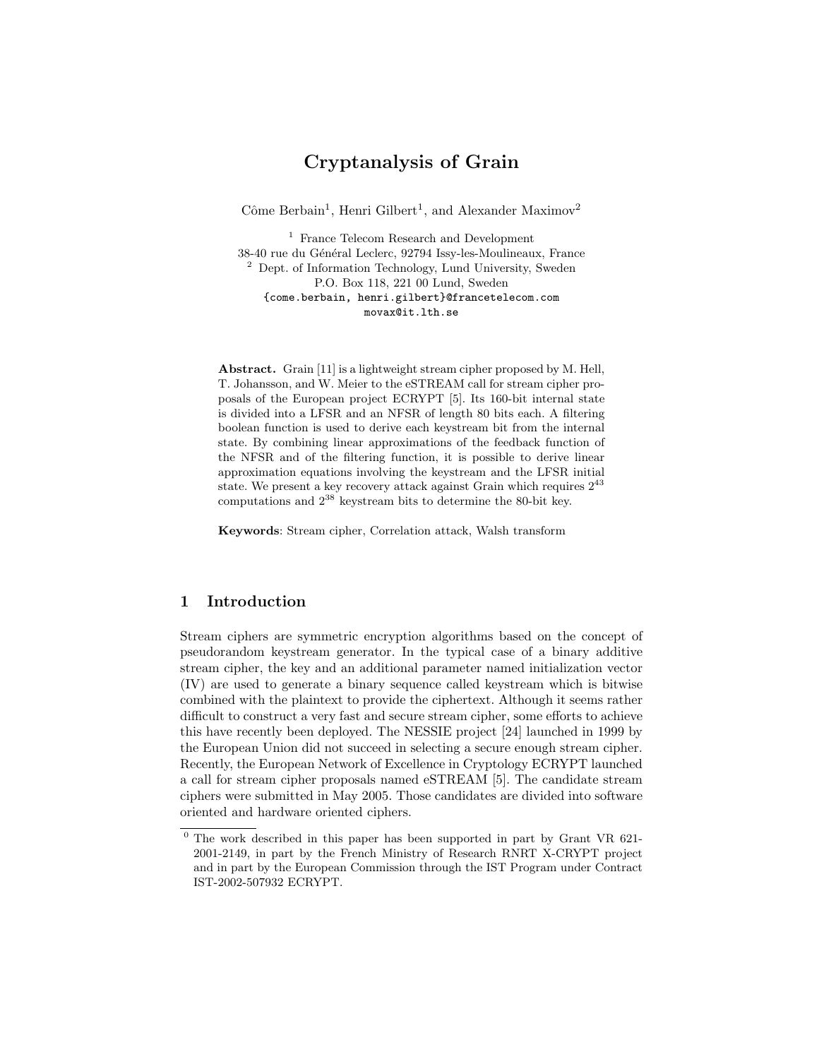# Cryptanalysis of Grain

Côme Berbain[1], Henri Gilbert[1], and Alexander Maximov[2]

[1] France Telecom Research and Development
38-40 rue du Général Leclerc, 92794 Issy-les-Moulineaux, France
[2] Dept. of Information Technology, Lund University, Sweden
P.O. Box 118, 221 00 Lund, Sweden
{come.berbain, henri.gilbert}@francetelecom.com
movax@it.lth.se

**Abstract.** Grain [11] is a lightweight stream cipher proposed by M. Hell, T. Johansson, and W. Meier to the eSTREAM call for stream cipher proposals of the European project ECRYPT [5]. Its 160-bit internal state is divided into a LFSR and an NFSR of length 80 bits each. A filtering boolean function is used to derive each keystream bit from the internal state. By combining linear approximations of the feedback function of the NFSR and of the filtering function, it is possible to derive linear approximation equations involving the keystream and the LFSR initial state. We present a key recovery attack against Grain which requires $2^{43}$ computations and $2^{38}$ keystream bits to determine the 80-bit key.

**Keywords**: Stream cipher, Correlation attack, Walsh transform

## 1 Introduction

Stream ciphers are symmetric encryption algorithms based on the concept of pseudorandom keystream generator. In the typical case of a binary additive stream cipher, the key and an additional parameter named initialization vector (IV) are used to generate a binary sequence called keystream which is bitwise combined with the plaintext to provide the ciphertext. Although it seems rather difficult to construct a very fast and secure stream cipher, some efforts to achieve this have recently been deployed. The NESSIE project [24] launched in 1999 by the European Union did not succeed in selecting a secure enough stream cipher. Recently, the European Network of Excellence in Cryptology ECRYPT launched a call for stream cipher proposals named eSTREAM [5]. The candidate stream ciphers were submitted in May 2005. Those candidates are divided into software oriented and hardware oriented ciphers.

[0] The work described in this paper has been supported in part by Grant VR 621-2001-2149, in part by the French Ministry of Research RNRT X-CRYPT project and in part by the European Commission through the IST Program under Contract IST-2002-507932 ECRYPT.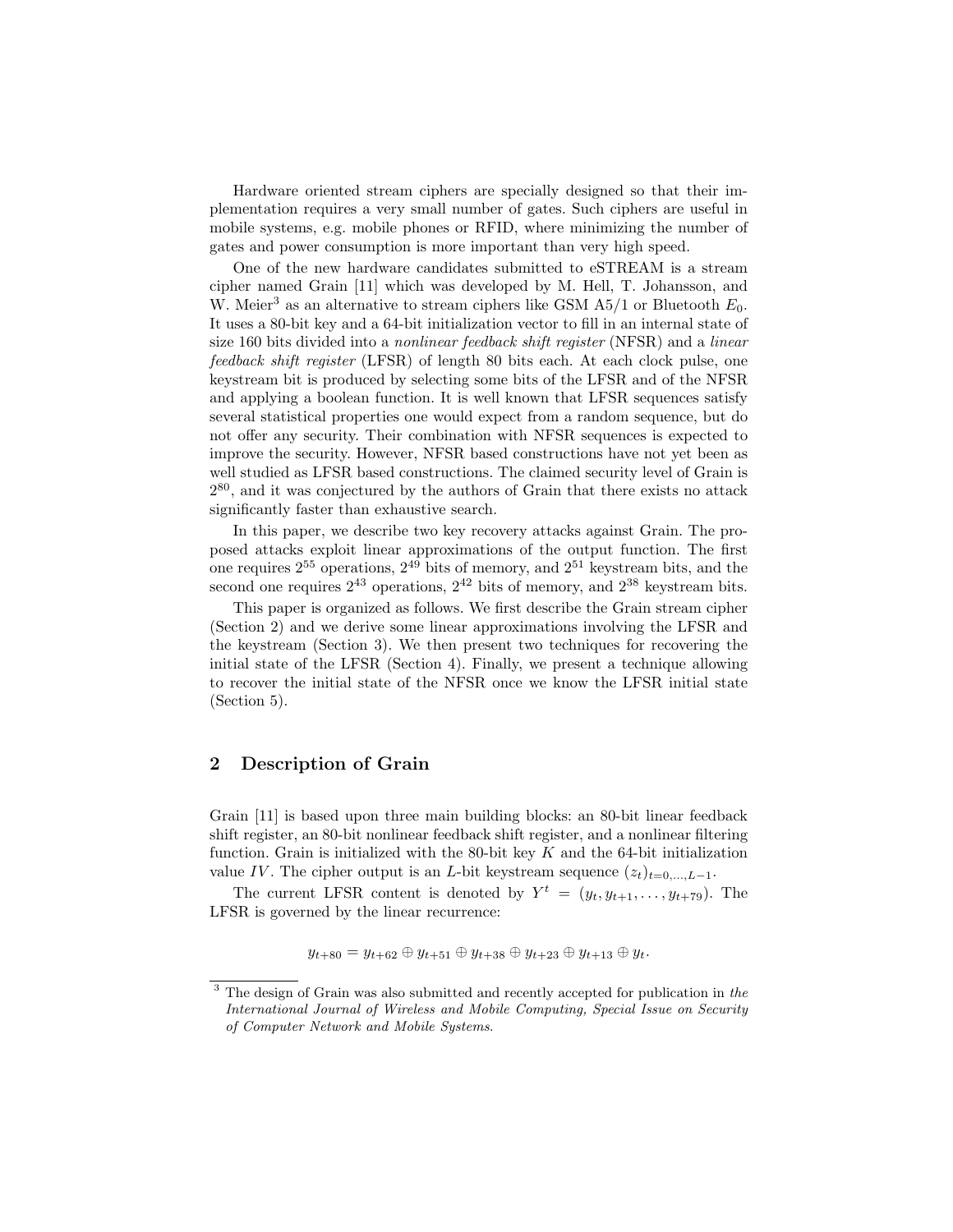Hardware oriented stream ciphers are specially designed so that their implementation requires a very small number of gates. Such ciphers are useful in mobile systems, e.g. mobile phones or RFID, where minimizing the number of gates and power consumption is more important than very high speed.

One of the new hardware candidates submitted to eSTREAM is a stream cipher named Grain [11] which was developed by M. Hell, T. Johansson, and W. Meier[3] as an alternative to stream ciphers like GSM A5/1 or Bluetooth $E_0$. It uses a 80-bit key and a 64-bit initialization vector to fill in an internal state of size 160 bits divided into a *nonlinear feedback shift register* (NFSR) and a *linear feedback shift register* (LFSR) of length 80 bits each. At each clock pulse, one keystream bit is produced by selecting some bits of the LFSR and of the NFSR and applying a boolean function. It is well known that LFSR sequences satisfy several statistical properties one would expect from a random sequence, but do not offer any security. Their combination with NFSR sequences is expected to improve the security. However, NFSR based constructions have not yet been as well studied as LFSR based constructions. The claimed security level of Grain is $2^{80}$, and it was conjectured by the authors of Grain that there exists no attack significantly faster than exhaustive search.

In this paper, we describe two key recovery attacks against Grain. The proposed attacks exploit linear approximations of the output function. The first one requires $2^{55}$ operations, $2^{49}$ bits of memory, and $2^{51}$ keystream bits, and the second one requires $2^{43}$ operations, $2^{42}$ bits of memory, and $2^{38}$ keystream bits.

This paper is organized as follows. We first describe the Grain stream cipher (Section 2) and we derive some linear approximations involving the LFSR and the keystream (Section 3). We then present two techniques for recovering the initial state of the LFSR (Section 4). Finally, we present a technique allowing to recover the initial state of the NFSR once we know the LFSR initial state (Section 5).

## 2 Description of Grain

Grain [11] is based upon three main building blocks: an 80-bit linear feedback shift register, an 80-bit nonlinear feedback shift register, and a nonlinear filtering function. Grain is initialized with the 80-bit key $K$ and the 64-bit initialization value $IV$. The cipher output is an $L$-bit keystream sequence $(z_t)_{t=0,\ldots,L-1}$.

The current LFSR content is denoted by $Y^t = (y_t, y_{t+1}, \ldots, y_{t+79})$. The LFSR is governed by the linear recurrence:

$$y_{t+80} = y_{t+62} \oplus y_{t+51} \oplus y_{t+38} \oplus y_{t+23} \oplus y_{t+13} \oplus y_t.$$

[3] The design of Grain was also submitted and recently accepted for publication in *the International Journal of Wireless and Mobile Computing, Special Issue on Security of Computer Network and Mobile Systems.*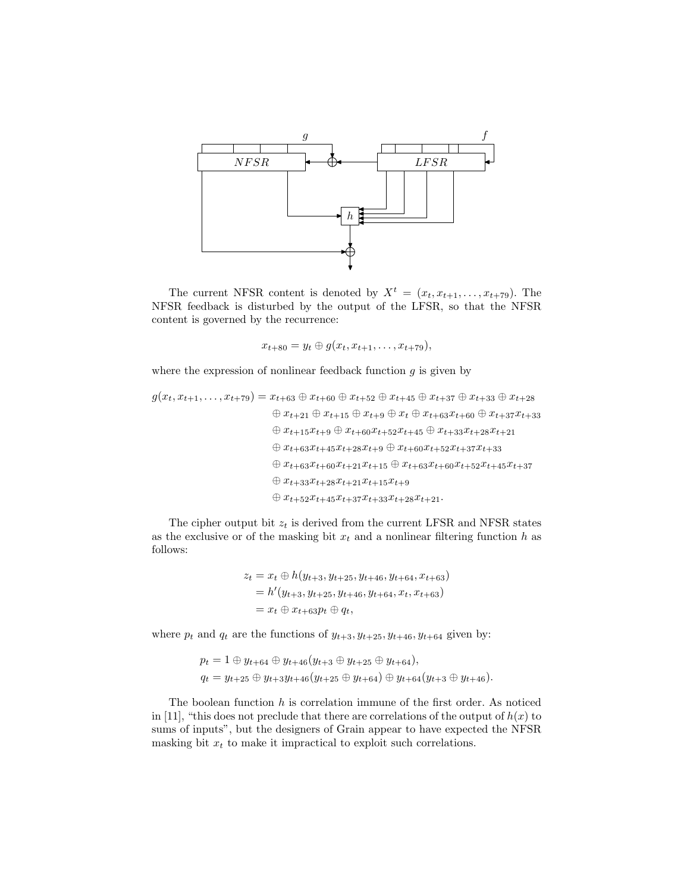The current NFSR content is denoted by $X^t = (x_t, x_{t+1}, \ldots, x_{t+79})$. The NFSR feedback is disturbed by the output of the LFSR, so that the NFSR content is governed by the recurrence:

$$x_{t+80} = y_t \oplus g(x_t, x_{t+1}, \ldots, x_{t+79}),$$

where the expression of nonlinear feedback function $g$ is given by

$$\begin{aligned}
g(x_t, x_{t+1}, \ldots, x_{t+79}) = {} & x_{t+63} \oplus x_{t+60} \oplus x_{t+52} \oplus x_{t+45} \oplus x_{t+37} \oplus x_{t+33} \oplus x_{t+28} \\
& \oplus x_{t+21} \oplus x_{t+15} \oplus x_{t+9} \oplus x_t \oplus x_{t+63}x_{t+60} \oplus x_{t+37}x_{t+33} \\
& \oplus x_{t+15}x_{t+9} \oplus x_{t+60}x_{t+52}x_{t+45} \oplus x_{t+33}x_{t+28}x_{t+21} \\
& \oplus x_{t+63}x_{t+45}x_{t+28}x_{t+9} \oplus x_{t+60}x_{t+52}x_{t+37}x_{t+33} \\
& \oplus x_{t+63}x_{t+60}x_{t+21}x_{t+15} \oplus x_{t+63}x_{t+60}x_{t+52}x_{t+45}x_{t+37} \\
& \oplus x_{t+33}x_{t+28}x_{t+21}x_{t+15}x_{t+9} \\
& \oplus x_{t+52}x_{t+45}x_{t+37}x_{t+33}x_{t+28}x_{t+21}.
\end{aligned}$$

The cipher output bit $z_t$ is derived from the current LFSR and NFSR states as the exclusive or of the masking bit $x_t$ and a nonlinear filtering function $h$ as follows:

$$\begin{aligned}
z_t &= x_t \oplus h(y_{t+3}, y_{t+25}, y_{t+46}, y_{t+64}, x_{t+63}) \\
&= h'(y_{t+3}, y_{t+25}, y_{t+46}, y_{t+64}, x_t, x_{t+63}) \\
&= x_t \oplus x_{t+63}p_t \oplus q_t,
\end{aligned}$$

where $p_t$ and $q_t$ are the functions of $y_{t+3}, y_{t+25}, y_{t+46}, y_{t+64}$ given by:

$$\begin{aligned}
p_t &= 1 \oplus y_{t+64} \oplus y_{t+46}(y_{t+3} \oplus y_{t+25} \oplus y_{t+64}), \\
q_t &= y_{t+25} \oplus y_{t+3}y_{t+46}(y_{t+25} \oplus y_{t+64}) \oplus y_{t+64}(y_{t+3} \oplus y_{t+46}).
\end{aligned}$$

The boolean function $h$ is correlation immune of the first order. As noticed in [11], "this does not preclude that there are correlations of the output of $h(x)$ to sums of inputs", but the designers of Grain appear to have expected the NFSR masking bit $x_t$ to make it impractical to exploit such correlations.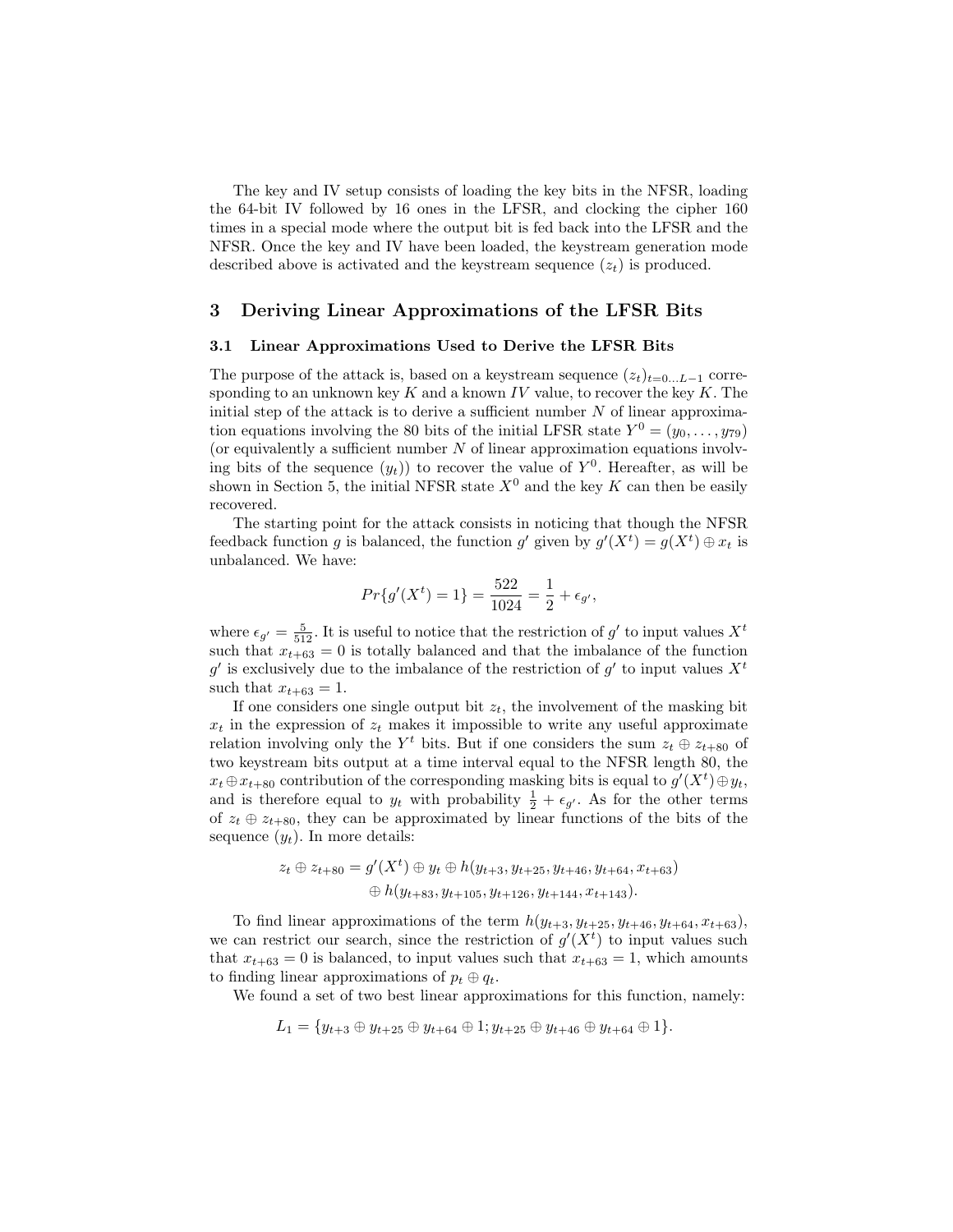The key and IV setup consists of loading the key bits in the NFSR, loading the 64-bit IV followed by 16 ones in the LFSR, and clocking the cipher 160 times in a special mode where the output bit is fed back into the LFSR and the NFSR. Once the key and IV have been loaded, the keystream generation mode described above is activated and the keystream sequence $(z_t)$ is produced.

## 3 Deriving Linear Approximations of the LFSR Bits

### 3.1 Linear Approximations Used to Derive the LFSR Bits

The purpose of the attack is, based on a keystream sequence $(z_t)_{t=0\ldots L-1}$ corresponding to an unknown key $K$ and a known $IV$ value, to recover the key $K$. The initial step of the attack is to derive a sufficient number $N$ of linear approximation equations involving the 80 bits of the initial LFSR state $Y^0 = (y_0, \ldots, y_{79})$ (or equivalently a sufficient number $N$ of linear approximation equations involving bits of the sequence $(y_t)$) to recover the value of $Y^0$. Hereafter, as will be shown in Section 5, the initial NFSR state $X^0$ and the key $K$ can then be easily recovered.

The starting point for the attack consists in noticing that though the NFSR feedback function $g$ is balanced, the function $g'$ given by $g'(X^t) = g(X^t) \oplus x_t$ is unbalanced. We have:

$$Pr\{g'(X^t) = 1\} = \frac{522}{1024} = \frac{1}{2} + \epsilon_{g'},$$

where $\epsilon_{g'} = \frac{5}{512}$. It is useful to notice that the restriction of $g'$ to input values $X^t$ such that $x_{t+63} = 0$ is totally balanced and that the imbalance of the function $g'$ is exclusively due to the imbalance of the restriction of $g'$ to input values $X^t$ such that $x_{t+63} = 1$.

If one considers one single output bit $z_t$, the involvement of the masking bit $x_t$ in the expression of $z_t$ makes it impossible to write any useful approximate relation involving only the $Y^t$ bits. But if one considers the sum $z_t \oplus z_{t+80}$ of two keystream bits output at a time interval equal to the NFSR length 80, the $x_t \oplus x_{t+80}$ contribution of the corresponding masking bits is equal to $g'(X^t) \oplus y_t$, and is therefore equal to $y_t$ with probability $\frac{1}{2} + \epsilon_{g'}$. As for the other terms of $z_t \oplus z_{t+80}$, they can be approximated by linear functions of the bits of the sequence $(y_t)$. In more details:

$$z_t \oplus z_{t+80} = g'(X^t) \oplus y_t \oplus h(y_{t+3}, y_{t+25}, y_{t+46}, y_{t+64}, x_{t+63}) \\ \oplus h(y_{t+83}, y_{t+105}, y_{t+126}, y_{t+144}, x_{t+143}).$$

To find linear approximations of the term $h(y_{t+3}, y_{t+25}, y_{t+46}, y_{t+64}, x_{t+63})$, we can restrict our search, since the restriction of $g'(X^t)$ to input values such that $x_{t+63} = 0$ is balanced, to input values such that $x_{t+63} = 1$, which amounts to finding linear approximations of $p_t \oplus q_t$.

We found a set of two best linear approximations for this function, namely:

$$L_1 = \{y_{t+3} \oplus y_{t+25} \oplus y_{t+64} \oplus 1; y_{t+25} \oplus y_{t+46} \oplus y_{t+64} \oplus 1\}.$$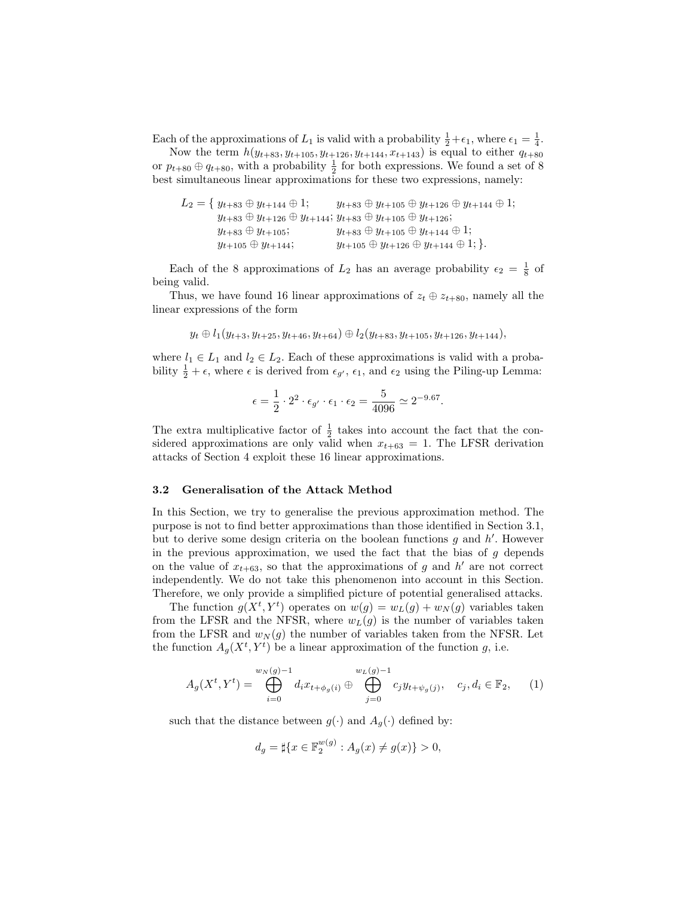Each of the approximations of $L_1$ is valid with a probability $\frac{1}{2}+\epsilon_1$, where $\epsilon_1 = \frac{1}{4}$.

Now the term $h(y_{t+83}, y_{t+105}, y_{t+126}, y_{t+144}, x_{t+143})$ is equal to either $q_{t+80}$ or $p_{t+80} \oplus q_{t+80}$, with a probability $\frac{1}{2}$ for both expressions. We found a set of 8 best simultaneous linear approximations for these two expressions, namely:

$$
\begin{aligned}
L_2 = \{ \; & y_{t+83} \oplus y_{t+144} \oplus 1; && y_{t+83} \oplus y_{t+105} \oplus y_{t+126} \oplus y_{t+144} \oplus 1; \\
& y_{t+83} \oplus y_{t+126} \oplus y_{t+144}; && y_{t+83} \oplus y_{t+105} \oplus y_{t+126}; \\
& y_{t+83} \oplus y_{t+105}; && y_{t+83} \oplus y_{t+105} \oplus y_{t+144} \oplus 1; \\
& y_{t+105} \oplus y_{t+144}; && y_{t+105} \oplus y_{t+126} \oplus y_{t+144} \oplus 1; \}.
\end{aligned}
$$

Each of the 8 approximations of $L_2$ has an average probability $\epsilon_2 = \frac{1}{8}$ of being valid.

Thus, we have found 16 linear approximations of $z_t \oplus z_{t+80}$, namely all the linear expressions of the form

$$y_t \oplus l_1(y_{t+3}, y_{t+25}, y_{t+46}, y_{t+64}) \oplus l_2(y_{t+83}, y_{t+105}, y_{t+126}, y_{t+144}),$$

where $l_1 \in L_1$ and $l_2 \in L_2$. Each of these approximations is valid with a probability $\frac{1}{2} + \epsilon$, where $\epsilon$ is derived from $\epsilon_{g'}$, $\epsilon_1$, and $\epsilon_2$ using the Piling-up Lemma:

$$\epsilon = \frac{1}{2} \cdot 2^2 \cdot \epsilon_{g'} \cdot \epsilon_1 \cdot \epsilon_2 = \frac{5}{4096} \simeq 2^{-9.67}.$$

The extra multiplicative factor of $\frac{1}{2}$ takes into account the fact that the considered approximations are only valid when $x_{t+63} = 1$. The LFSR derivation attacks of Section 4 exploit these 16 linear approximations.

### 3.2 Generalisation of the Attack Method

In this Section, we try to generalise the previous approximation method. The purpose is not to find better approximations than those identified in Section 3.1, but to derive some design criteria on the boolean functions $g$ and $h'$. However in the previous approximation, we used the fact that the bias of $g$ depends on the value of $x_{t+63}$, so that the approximations of $g$ and $h'$ are not correct independently. We do not take this phenomenon into account in this Section. Therefore, we only provide a simplified picture of potential generalised attacks.

The function $g(X^t, Y^t)$ operates on $w(g) = w_L(g) + w_N(g)$ variables taken from the LFSR and the NFSR, where $w_L(g)$ is the number of variables taken from the LFSR and $w_N(g)$ the number of variables taken from the NFSR. Let the function $A_g(X^t, Y^t)$ be a linear approximation of the function $g$, i.e.

$$A_g(X^t, Y^t) = \bigoplus_{i=0}^{w_N(g)-1} d_i x_{t+\phi_g(i)} \oplus \bigoplus_{j=0}^{w_L(g)-1} c_j y_{t+\psi_g(j)}, \quad c_j, d_i \in \mathbb{F}_2, \qquad (1)$$

such that the distance between $g(\cdot)$ and $A_g(\cdot)$ defined by:

$$d_g = \sharp\{x \in \mathbb{F}_2^{w(g)} : A_g(x) \neq g(x)\} > 0,$$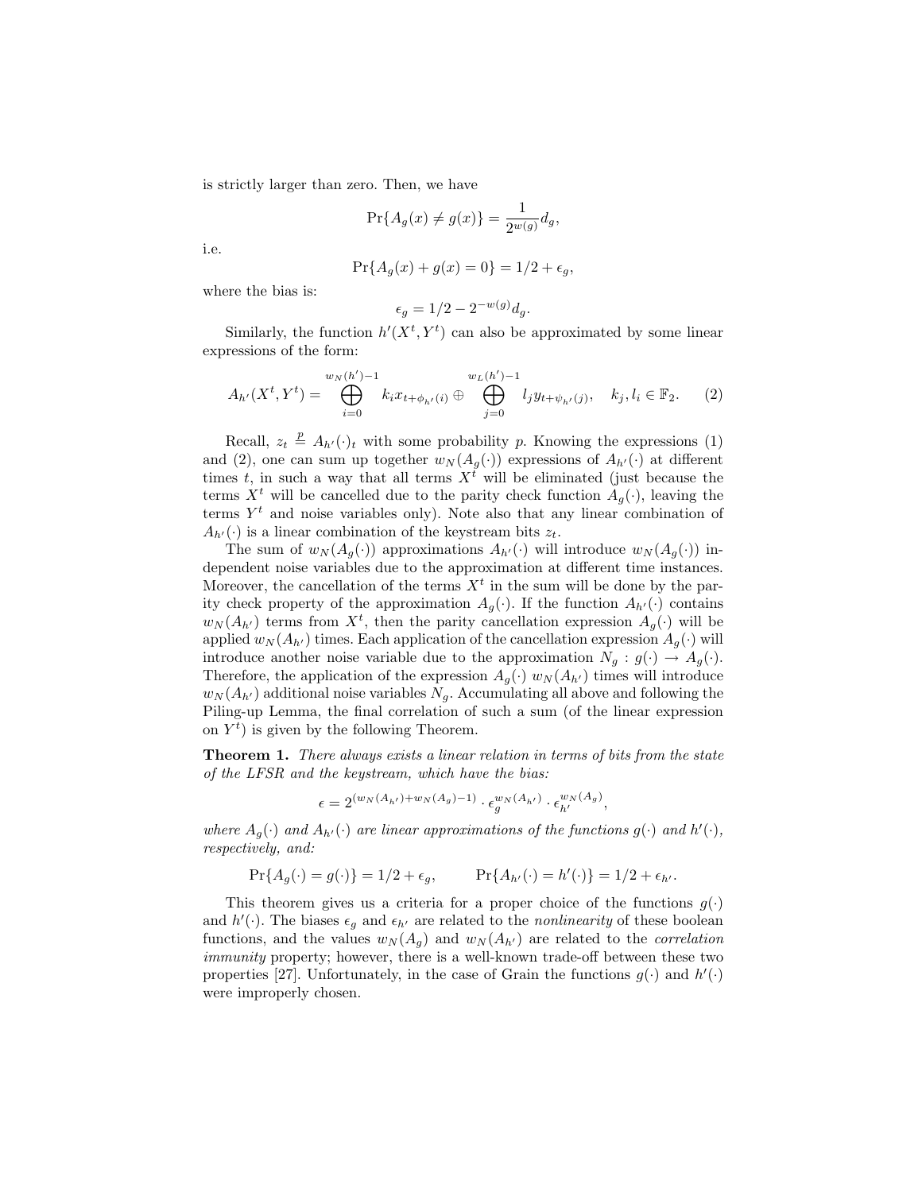is strictly larger than zero. Then, we have

$$\Pr\{A_g(x) \neq g(x)\} = \frac{1}{2^{w(g)}} d_g,$$

i.e.

$$\Pr\{A_g(x) + g(x) = 0\} = 1/2 + \epsilon_g,$$

where the bias is:

$$\epsilon_g = 1/2 - 2^{-w(g)} d_g.$$

Similarly, the function $h'(X^t, Y^t)$ can also be approximated by some linear expressions of the form:

$$A_{h'}(X^t, Y^t) = \bigoplus_{i=0}^{w_N(h')-1} k_i x_{t+\phi_{h'}(i)} \oplus \bigoplus_{j=0}^{w_L(h')-1} l_j y_{t+\psi_{h'}(j)}, \quad k_j, l_i \in \mathbb{F}_2. \tag{2}$$

Recall, $z_t \overset{p}{=} A_{h'}(\cdot)_t$ with some probability $p$. Knowing the expressions (1) and (2), one can sum up together $w_N(A_g(\cdot))$ expressions of $A_{h'}(\cdot)$ at different times $t$, in such a way that all terms $X^t$ will be eliminated (just because the terms $X^t$ will be cancelled due to the parity check function $A_g(\cdot)$, leaving the terms $Y^t$ and noise variables only). Note also that any linear combination of $A_{h'}(\cdot)$ is a linear combination of the keystream bits $z_t$.

The sum of $w_N(A_g(\cdot))$ approximations $A_{h'}(\cdot)$ will introduce $w_N(A_g(\cdot))$ independent noise variables due to the approximation at different time instances. Moreover, the cancellation of the terms $X^t$ in the sum will be done by the parity check property of the approximation $A_g(\cdot)$. If the function $A_{h'}(\cdot)$ contains $w_N(A_{h'})$ terms from $X^t$, then the parity cancellation expression $A_g(\cdot)$ will be applied $w_N(A_{h'})$ times. Each application of the cancellation expression $A_g(\cdot)$ will introduce another noise variable due to the approximation $N_g : g(\cdot) \to A_g(\cdot)$. Therefore, the application of the expression $A_g(\cdot)$ $w_N(A_{h'})$ times will introduce $w_N(A_{h'})$ additional noise variables $N_g$. Accumulating all above and following the Piling-up Lemma, the final correlation of such a sum (of the linear expression on $Y^t$) is given by the following Theorem.

**Theorem 1.** *There always exists a linear relation in terms of bits from the state of the LFSR and the keystream, which have the bias:*

$$\epsilon = 2^{(w_N(A_{h'})+w_N(A_g)-1)} \cdot \epsilon_g^{w_N(A_{h'})} \cdot \epsilon_{h'}^{w_N(A_g)},$$

*where $A_g(\cdot)$ and $A_{h'}(\cdot)$ are linear approximations of the functions $g(\cdot)$ and $h'(\cdot)$, respectively, and:*

$$\Pr\{A_g(\cdot) = g(\cdot)\} = 1/2 + \epsilon_g, \qquad \Pr\{A_{h'}(\cdot) = h'(\cdot)\} = 1/2 + \epsilon_{h'}.$$

This theorem gives us a criteria for a proper choice of the functions $g(\cdot)$ and $h'(\cdot)$. The biases $\epsilon_g$ and $\epsilon_{h'}$ are related to the *nonlinearity* of these boolean functions, and the values $w_N(A_g)$ and $w_N(A_{h'})$ are related to the *correlation immunity* property; however, there is a well-known trade-off between these two properties [27]. Unfortunately, in the case of Grain the functions $g(\cdot)$ and $h'(\cdot)$ were improperly chosen.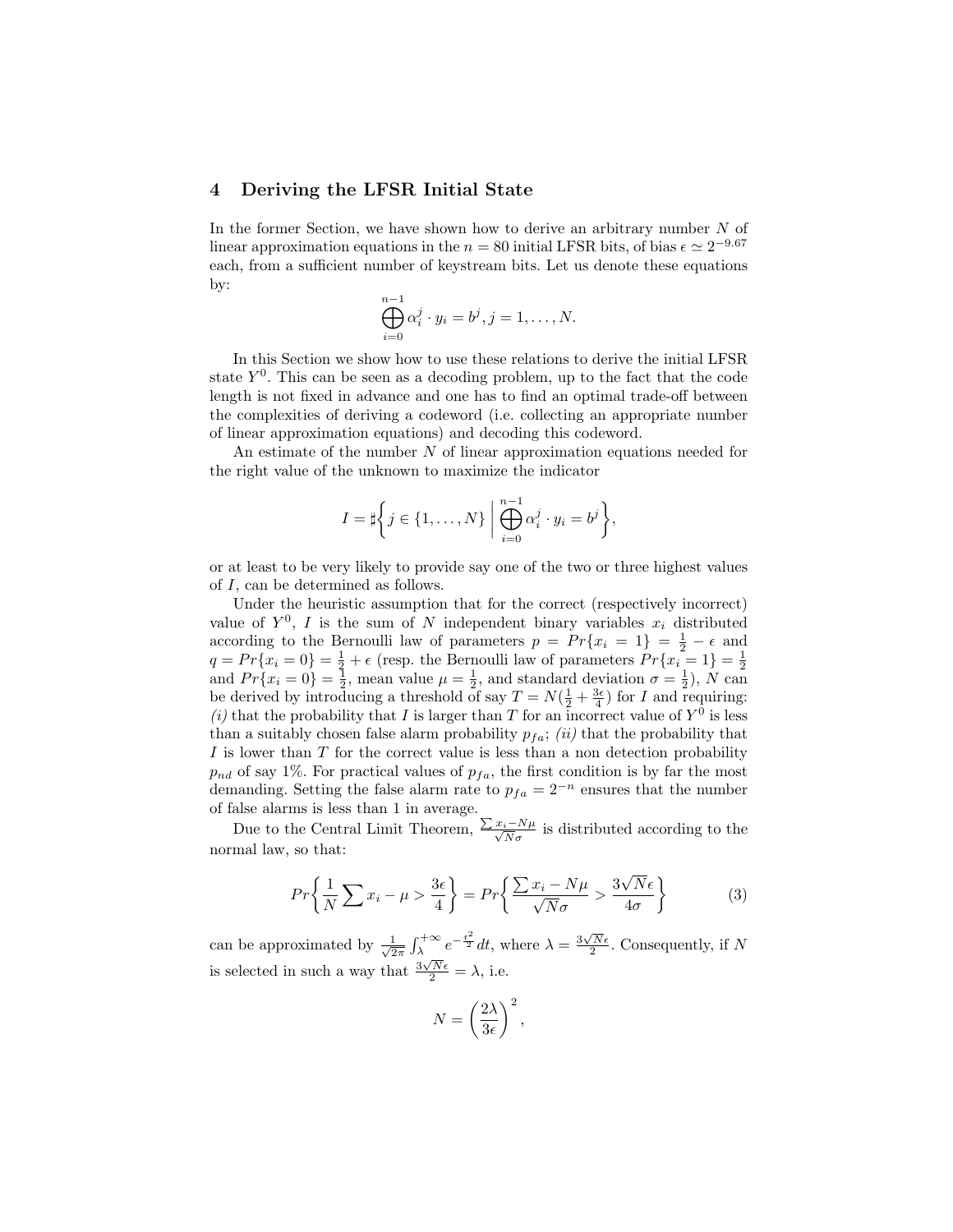## 4 Deriving the LFSR Initial State

In the former Section, we have shown how to derive an arbitrary number $N$ of linear approximation equations in the $n = 80$ initial LFSR bits, of bias $\epsilon \simeq 2^{-9.67}$ each, from a sufficient number of keystream bits. Let us denote these equations by:

$$\bigoplus_{i=0}^{n-1} \alpha_i^j \cdot y_i = b^j, j = 1, \ldots, N.$$

In this Section we show how to use these relations to derive the initial LFSR state $Y^0$. This can be seen as a decoding problem, up to the fact that the code length is not fixed in advance and one has to find an optimal trade-off between the complexities of deriving a codeword (i.e. collecting an appropriate number of linear approximation equations) and decoding this codeword.

An estimate of the number $N$ of linear approximation equations needed for the right value of the unknown to maximize the indicator

$$I = \sharp \left\{ j \in \{1, \ldots, N\} \;\middle|\; \bigoplus_{i=0}^{n-1} \alpha_i^j \cdot y_i = b^j \right\},$$

or at least to be very likely to provide say one of the two or three highest values of $I$, can be determined as follows.

Under the heuristic assumption that for the correct (respectively incorrect) value of $Y^0$, $I$ is the sum of $N$ independent binary variables $x_i$ distributed according to the Bernoulli law of parameters $p = Pr\{x_i = 1\} = \frac{1}{2} - \epsilon$ and $q = Pr\{x_i = 0\} = \frac{1}{2} + \epsilon$ (resp. the Bernoulli law of parameters $Pr\{x_i = 1\} = \frac{1}{2}$ and $Pr\{x_i = 0\} = \frac{1}{2}$, mean value $\mu = \frac{1}{2}$, and standard deviation $\sigma = \frac{1}{2}$), $N$ can be derived by introducing a threshold of say $T = N(\frac{1}{2} + \frac{3\epsilon}{4})$ for $I$ and requiring: *(i)* that the probability that $I$ is larger than $T$ for an incorrect value of $Y^0$ is less than a suitably chosen false alarm probability $p_{fa}$; *(ii)* that the probability that $I$ is lower than $T$ for the correct value is less than a non detection probability $p_{nd}$ of say 1%. For practical values of $p_{fa}$, the first condition is by far the most demanding. Setting the false alarm rate to $p_{fa} = 2^{-n}$ ensures that the number of false alarms is less than 1 in average.

Due to the Central Limit Theorem, $\frac{\sum x_i - N\mu}{\sqrt{N}\sigma}$ is distributed according to the normal law, so that:

$$Pr\left\{ \frac{1}{N} \sum x_i - \mu > \frac{3\epsilon}{4} \right\} = Pr\left\{ \frac{\sum x_i - N\mu}{\sqrt{N}\sigma} > \frac{3\sqrt{N}\epsilon}{4\sigma} \right\} \tag{3}$$

can be approximated by $\frac{1}{\sqrt{2\pi}} \int_{\lambda}^{+\infty} e^{-\frac{t^2}{2}} dt$, where $\lambda = \frac{3\sqrt{N}\epsilon}{2}$. Consequently, if $N$ is selected in such a way that $\frac{3\sqrt{N}\epsilon}{2} = \lambda$, i.e.

$$N = \left( \frac{2\lambda}{3\epsilon} \right)^2,$$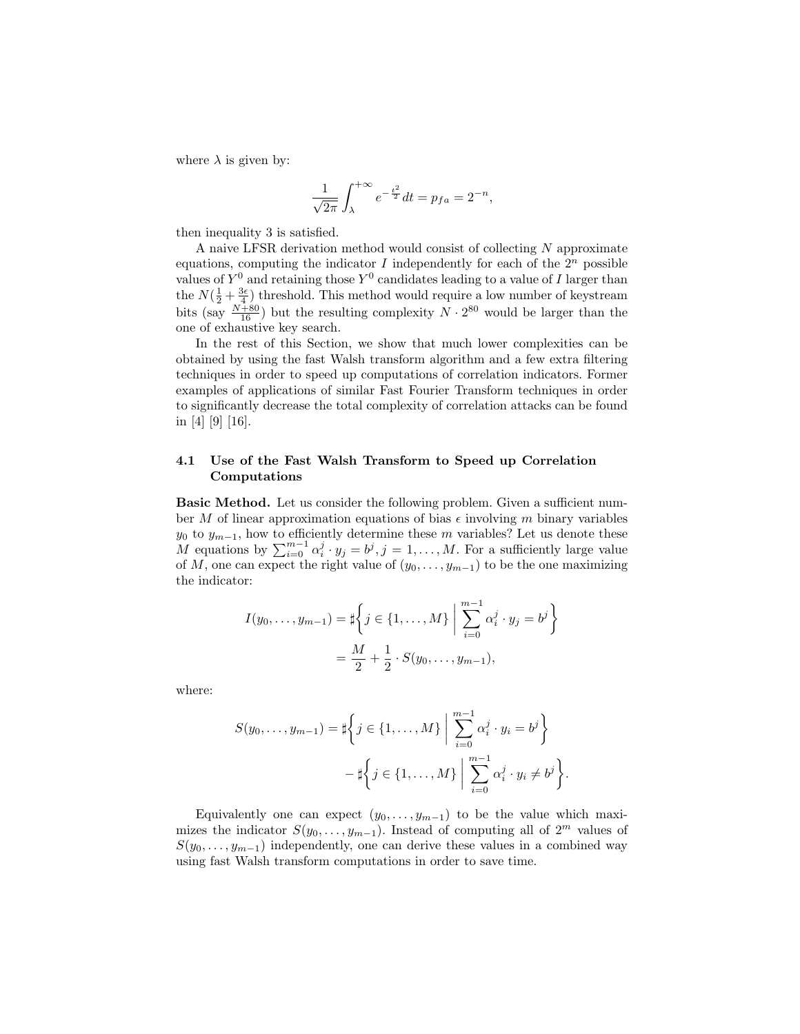where $\lambda$ is given by:

$$\frac{1}{\sqrt{2\pi}} \int_{\lambda}^{+\infty} e^{-\frac{t^2}{2}} dt = p_{fa} = 2^{-n},$$

then inequality 3 is satisfied.

A naive LFSR derivation method would consist of collecting $N$ approximate equations, computing the indicator $I$ independently for each of the $2^n$ possible values of $Y^0$ and retaining those $Y^0$ candidates leading to a value of $I$ larger than the $N(\frac{1}{2} + \frac{3\epsilon}{4})$ threshold. This method would require a low number of keystream bits (say $\frac{N+80}{16}$) but the resulting complexity $N \cdot 2^{80}$ would be larger than the one of exhaustive key search.

In the rest of this Section, we show that much lower complexities can be obtained by using the fast Walsh transform algorithm and a few extra filtering techniques in order to speed up computations of correlation indicators. Former examples of applications of similar Fast Fourier Transform techniques in order to significantly decrease the total complexity of correlation attacks can be found in [4] [9] [16].

### 4.1 Use of the Fast Walsh Transform to Speed up Correlation Computations

**Basic Method.** Let us consider the following problem. Given a sufficient number $M$ of linear approximation equations of bias $\epsilon$ involving $m$ binary variables $y_0$ to $y_{m-1}$, how to efficiently determine these $m$ variables? Let us denote these $M$ equations by $\sum_{i=0}^{m-1} \alpha_i^j \cdot y_j = b^j, j = 1, \ldots, M$. For a sufficiently large value of $M$, one can expect the right value of $(y_0, \ldots, y_{m-1})$ to be the one maximizing the indicator:

$$\begin{aligned} I(y_0, \ldots, y_{m-1}) &= \sharp \left\{ j \in \{1, \ldots, M\} \;\middle|\; \sum_{i=0}^{m-1} \alpha_i^j \cdot y_j = b^j \right\} \\ &= \frac{M}{2} + \frac{1}{2} \cdot S(y_0, \ldots, y_{m-1}), \end{aligned}$$

where:

$$\begin{aligned} S(y_0, \ldots, y_{m-1}) = \sharp &\left\{ j \in \{1, \ldots, M\} \;\middle|\; \sum_{i=0}^{m-1} \alpha_i^j \cdot y_i = b^j \right\} \\ &- \sharp \left\{ j \in \{1, \ldots, M\} \;\middle|\; \sum_{i=0}^{m-1} \alpha_i^j \cdot y_i \neq b^j \right\}. \end{aligned}$$

Equivalently one can expect $(y_0, \ldots, y_{m-1})$ to be the value which maximizes the indicator $S(y_0, \ldots, y_{m-1})$. Instead of computing all of $2^m$ values of $S(y_0, \ldots, y_{m-1})$ independently, one can derive these values in a combined way using fast Walsh transform computations in order to save time.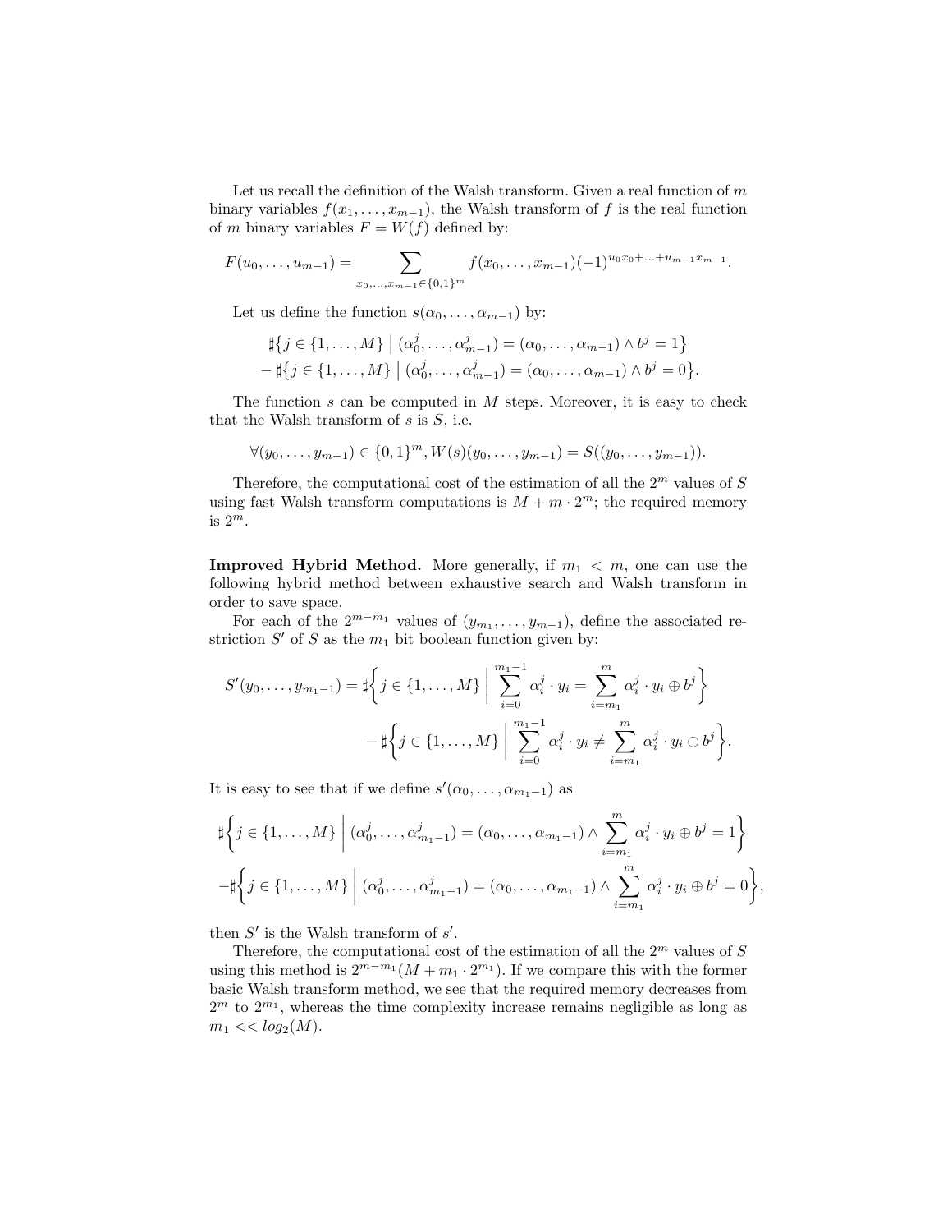Let us recall the definition of the Walsh transform. Given a real function of $m$ binary variables $f(x_1, \ldots, x_{m-1})$, the Walsh transform of $f$ is the real function of $m$ binary variables $F = W(f)$ defined by:

$$F(u_0, \ldots, u_{m-1}) = \sum_{x_0, \ldots, x_{m-1} \in \{0,1\}^m} f(x_0, \ldots, x_{m-1})(-1)^{u_0 x_0 + \ldots + u_{m-1} x_{m-1}}.$$

Let us define the function $s(\alpha_0, \ldots, \alpha_{m-1})$ by:

$$\sharp\{j \in \{1, \ldots, M\} \mid (\alpha_0^j, \ldots, \alpha_{m-1}^j) = (\alpha_0, \ldots, \alpha_{m-1}) \wedge b^j = 1\}$$
$$- \sharp\{j \in \{1, \ldots, M\} \mid (\alpha_0^j, \ldots, \alpha_{m-1}^j) = (\alpha_0, \ldots, \alpha_{m-1}) \wedge b^j = 0\}.$$

The function $s$ can be computed in $M$ steps. Moreover, it is easy to check that the Walsh transform of $s$ is $S$, i.e.

$$\forall (y_0, \ldots, y_{m-1}) \in \{0,1\}^m, W(s)(y_0, \ldots, y_{m-1}) = S((y_0, \ldots, y_{m-1})).$$

Therefore, the computational cost of the estimation of all the $2^m$ values of $S$ using fast Walsh transform computations is $M + m \cdot 2^m$; the required memory is $2^m$.

**Improved Hybrid Method.** More generally, if $m_1 < m$, one can use the following hybrid method between exhaustive search and Walsh transform in order to save space.

For each of the $2^{m-m_1}$ values of $(y_{m_1}, \ldots, y_{m-1})$, define the associated restriction $S'$ of $S$ as the $m_1$ bit boolean function given by:

$$S'(y_0, \ldots, y_{m_1-1}) = \sharp\left\{j \in \{1, \ldots, M\} \;\middle|\; \sum_{i=0}^{m_1-1} \alpha_i^j \cdot y_i = \sum_{i=m_1}^{m} \alpha_i^j \cdot y_i \oplus b^j\right\}$$
$$- \sharp\left\{j \in \{1, \ldots, M\} \;\middle|\; \sum_{i=0}^{m_1-1} \alpha_i^j \cdot y_i \neq \sum_{i=m_1}^{m} \alpha_i^j \cdot y_i \oplus b^j\right\}.$$

It is easy to see that if we define $s'(\alpha_0, \ldots, \alpha_{m_1-1})$ as

$$\sharp\left\{j \in \{1, \ldots, M\} \;\middle|\; (\alpha_0^j, \ldots, \alpha_{m_1-1}^j) = (\alpha_0, \ldots, \alpha_{m_1-1}) \wedge \sum_{i=m_1}^{m} \alpha_i^j \cdot y_i \oplus b^j = 1\right\}$$
$$-\sharp\left\{j \in \{1, \ldots, M\} \;\middle|\; (\alpha_0^j, \ldots, \alpha_{m_1-1}^j) = (\alpha_0, \ldots, \alpha_{m_1-1}) \wedge \sum_{i=m_1}^{m} \alpha_i^j \cdot y_i \oplus b^j = 0\right\},$$

then $S'$ is the Walsh transform of $s'$.

Therefore, the computational cost of the estimation of all the $2^m$ values of $S$ using this method is $2^{m-m_1}(M + m_1 \cdot 2^{m_1})$. If we compare this with the former basic Walsh transform method, we see that the required memory decreases from $2^m$ to $2^{m_1}$, whereas the time complexity increase remains negligible as long as $m_1 << log_2(M)$.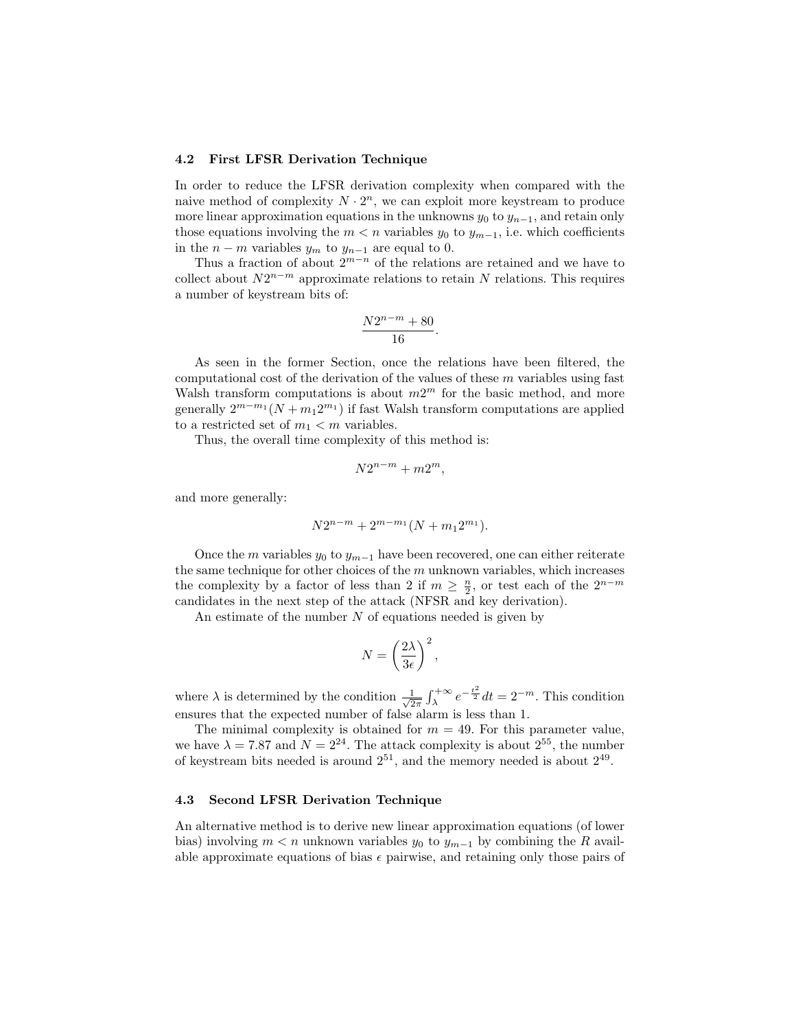### 4.2 First LFSR Derivation Technique

In order to reduce the LFSR derivation complexity when compared with the naive method of complexity $N \cdot 2^n$, we can exploit more keystream to produce more linear approximation equations in the unknowns $y_0$ to $y_{n-1}$, and retain only those equations involving the $m < n$ variables $y_0$ to $y_{m-1}$, i.e. which coefficients in the $n - m$ variables $y_m$ to $y_{n-1}$ are equal to 0.

Thus a fraction of about $2^{m-n}$ of the relations are retained and we have to collect about $N2^{n-m}$ approximate relations to retain $N$ relations. This requires a number of keystream bits of:

$$\frac{N2^{n-m} + 80}{16}.$$

As seen in the former Section, once the relations have been filtered, the computational cost of the derivation of the values of these $m$ variables using fast Walsh transform computations is about $m2^m$ for the basic method, and more generally $2^{m-m_1}(N + m_1 2^{m_1})$ if fast Walsh transform computations are applied to a restricted set of $m_1 < m$ variables.

Thus, the overall time complexity of this method is:

$$N2^{n-m} + m2^m,$$

and more generally:

$$N2^{n-m} + 2^{m-m_1}(N + m_1 2^{m_1}).$$

Once the $m$ variables $y_0$ to $y_{m-1}$ have been recovered, one can either reiterate the same technique for other choices of the $m$ unknown variables, which increases the complexity by a factor of less than 2 if $m \geq \frac{n}{2}$, or test each of the $2^{n-m}$ candidates in the next step of the attack (NFSR and key derivation).

An estimate of the number $N$ of equations needed is given by

$$N = \left(\frac{2\lambda}{3\epsilon}\right)^2,$$

where $\lambda$ is determined by the condition $\frac{1}{\sqrt{2\pi}} \int_{\lambda}^{+\infty} e^{-\frac{t^2}{2}} dt = 2^{-m}$. This condition ensures that the expected number of false alarm is less than 1.

The minimal complexity is obtained for $m = 49$. For this parameter value, we have $\lambda = 7.87$ and $N = 2^{24}$. The attack complexity is about $2^{55}$, the number of keystream bits needed is around $2^{51}$, and the memory needed is about $2^{49}$.

### 4.3 Second LFSR Derivation Technique

An alternative method is to derive new linear approximation equations (of lower bias) involving $m < n$ unknown variables $y_0$ to $y_{m-1}$ by combining the $R$ available approximate equations of bias $\epsilon$ pairwise, and retaining only those pairs of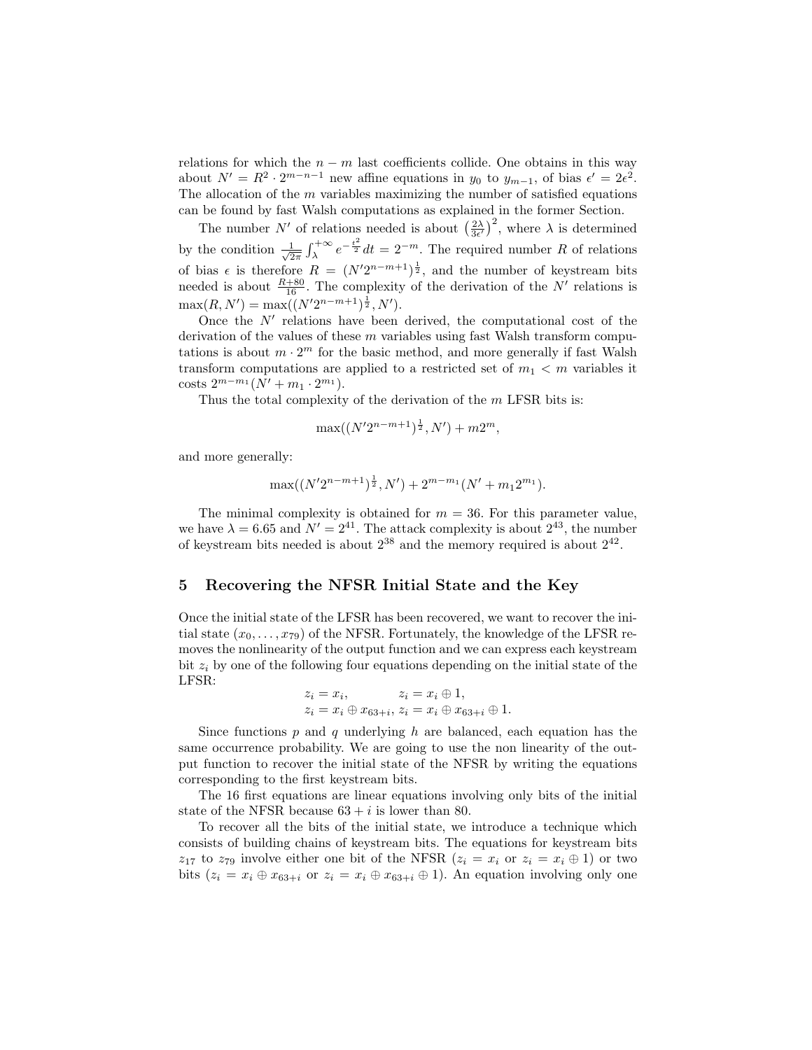relations for which the $n - m$ last coefficients collide. One obtains in this way about $N' = R^2 \cdot 2^{m-n-1}$ new affine equations in $y_0$ to $y_{m-1}$, of bias $\epsilon' = 2\epsilon^2$. The allocation of the $m$ variables maximizing the number of satisfied equations can be found by fast Walsh computations as explained in the former Section.

The number $N'$ of relations needed is about $\left(\frac{2\lambda}{3\epsilon'}\right)^2$, where $\lambda$ is determined by the condition $\frac{1}{\sqrt{2\pi}} \int_{\lambda}^{+\infty} e^{-\frac{t^2}{2}} dt = 2^{-m}$. The required number $R$ of relations of bias $\epsilon$ is therefore $R = (N' 2^{n-m+1})^{\frac{1}{2}}$, and the number of keystream bits needed is about $\frac{R+80}{16}$. The complexity of the derivation of the $N'$ relations is $\max(R, N') = \max((N' 2^{n-m+1})^{\frac{1}{2}}, N')$.

Once the $N'$ relations have been derived, the computational cost of the derivation of the values of these $m$ variables using fast Walsh transform computations is about $m \cdot 2^m$ for the basic method, and more generally if fast Walsh transform computations are applied to a restricted set of $m_1 < m$ variables it costs $2^{m-m_1}(N' + m_1 \cdot 2^{m_1})$.

Thus the total complexity of the derivation of the $m$ LFSR bits is:

$$\max((N' 2^{n-m+1})^{\frac{1}{2}}, N') + m 2^m,$$

and more generally:

$$\max((N' 2^{n-m+1})^{\frac{1}{2}}, N') + 2^{m-m_1}(N' + m_1 2^{m_1}).$$

The minimal complexity is obtained for $m = 36$. For this parameter value, we have $\lambda = 6.65$ and $N' = 2^{41}$. The attack complexity is about $2^{43}$, the number of keystream bits needed is about $2^{38}$ and the memory required is about $2^{42}$.

## 5 Recovering the NFSR Initial State and the Key

Once the initial state of the LFSR has been recovered, we want to recover the initial state $(x_0, \ldots, x_{79})$ of the NFSR. Fortunately, the knowledge of the LFSR removes the nonlinearity of the output function and we can express each keystream bit $z_i$ by one of the following four equations depending on the initial state of the LFSR:

$$z_i = x_i, \qquad z_i = x_i \oplus 1,$$
$$z_i = x_i \oplus x_{63+i}, \; z_i = x_i \oplus x_{63+i} \oplus 1.$$

Since functions $p$ and $q$ underlying $h$ are balanced, each equation has the same occurrence probability. We are going to use the non linearity of the output function to recover the initial state of the NFSR by writing the equations corresponding to the first keystream bits.

The 16 first equations are linear equations involving only bits of the initial state of the NFSR because $63 + i$ is lower than 80.

To recover all the bits of the initial state, we introduce a technique which consists of building chains of keystream bits. The equations for keystream bits $z_{17}$ to $z_{79}$ involve either one bit of the NFSR ($z_i = x_i$ or $z_i = x_i \oplus 1$) or two bits ($z_i = x_i \oplus x_{63+i}$ or $z_i = x_i \oplus x_{63+i} \oplus 1$). An equation involving only one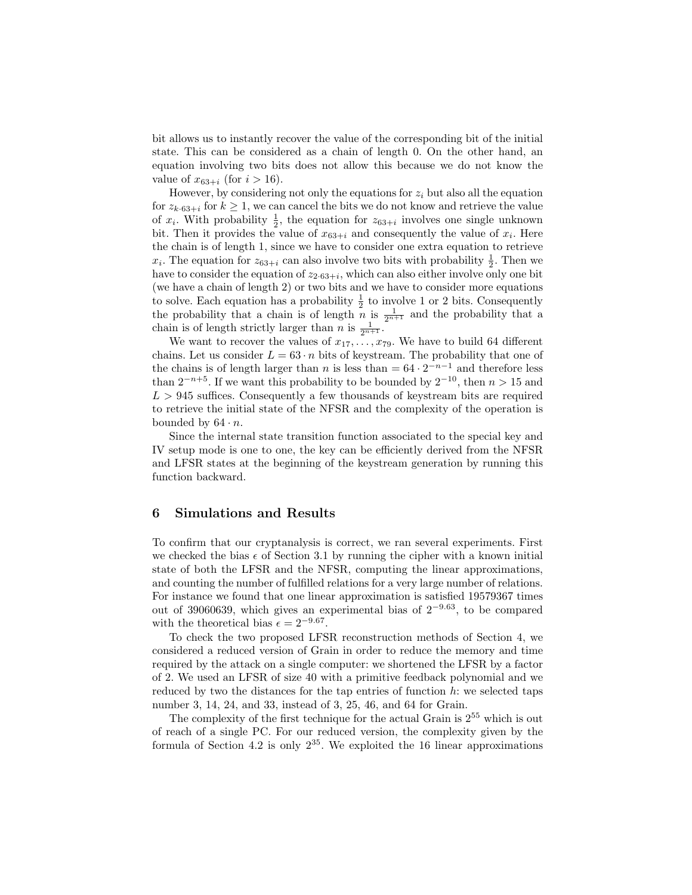bit allows us to instantly recover the value of the corresponding bit of the initial state. This can be considered as a chain of length 0. On the other hand, an equation involving two bits does not allow this because we do not know the value of $x_{63+i}$ (for $i > 16$).

However, by considering not only the equations for $z_i$ but also all the equation for $z_{k\cdot 63+i}$ for $k \geq 1$, we can cancel the bits we do not know and retrieve the value of $x_i$. With probability $\frac{1}{2}$, the equation for $z_{63+i}$ involves one single unknown bit. Then it provides the value of $x_{63+i}$ and consequently the value of $x_i$. Here the chain is of length 1, since we have to consider one extra equation to retrieve $x_i$. The equation for $z_{63+i}$ can also involve two bits with probability $\frac{1}{2}$. Then we have to consider the equation of $z_{2\cdot 63+i}$, which can also either involve only one bit (we have a chain of length 2) or two bits and we have to consider more equations to solve. Each equation has a probability $\frac{1}{2}$ to involve 1 or 2 bits. Consequently the probability that a chain is of length $n$ is $\frac{1}{2^{n+1}}$ and the probability that a chain is of length strictly larger than $n$ is $\frac{1}{2^{n+1}}$.

We want to recover the values of $x_{17}, \ldots, x_{79}$. We have to build 64 different chains. Let us consider $L = 63 \cdot n$ bits of keystream. The probability that one of the chains is of length larger than $n$ is less than $= 64 \cdot 2^{-n-1}$ and therefore less than $2^{-n+5}$. If we want this probability to be bounded by $2^{-10}$, then $n > 15$ and $L > 945$ suffices. Consequently a few thousands of keystream bits are required to retrieve the initial state of the NFSR and the complexity of the operation is bounded by $64 \cdot n$.

Since the internal state transition function associated to the special key and IV setup mode is one to one, the key can be efficiently derived from the NFSR and LFSR states at the beginning of the keystream generation by running this function backward.

## 6 Simulations and Results

To confirm that our cryptanalysis is correct, we ran several experiments. First we checked the bias $\epsilon$ of Section 3.1 by running the cipher with a known initial state of both the LFSR and the NFSR, computing the linear approximations, and counting the number of fulfilled relations for a very large number of relations. For instance we found that one linear approximation is satisfied 19579367 times out of 39060639, which gives an experimental bias of $2^{-9.63}$, to be compared with the theoretical bias $\epsilon = 2^{-9.67}$.

To check the two proposed LFSR reconstruction methods of Section 4, we considered a reduced version of Grain in order to reduce the memory and time required by the attack on a single computer: we shortened the LFSR by a factor of 2. We used an LFSR of size 40 with a primitive feedback polynomial and we reduced by two the distances for the tap entries of function $h$: we selected taps number 3, 14, 24, and 33, instead of 3, 25, 46, and 64 for Grain.

The complexity of the first technique for the actual Grain is $2^{55}$ which is out of reach of a single PC. For our reduced version, the complexity given by the formula of Section 4.2 is only $2^{35}$. We exploited the 16 linear approximations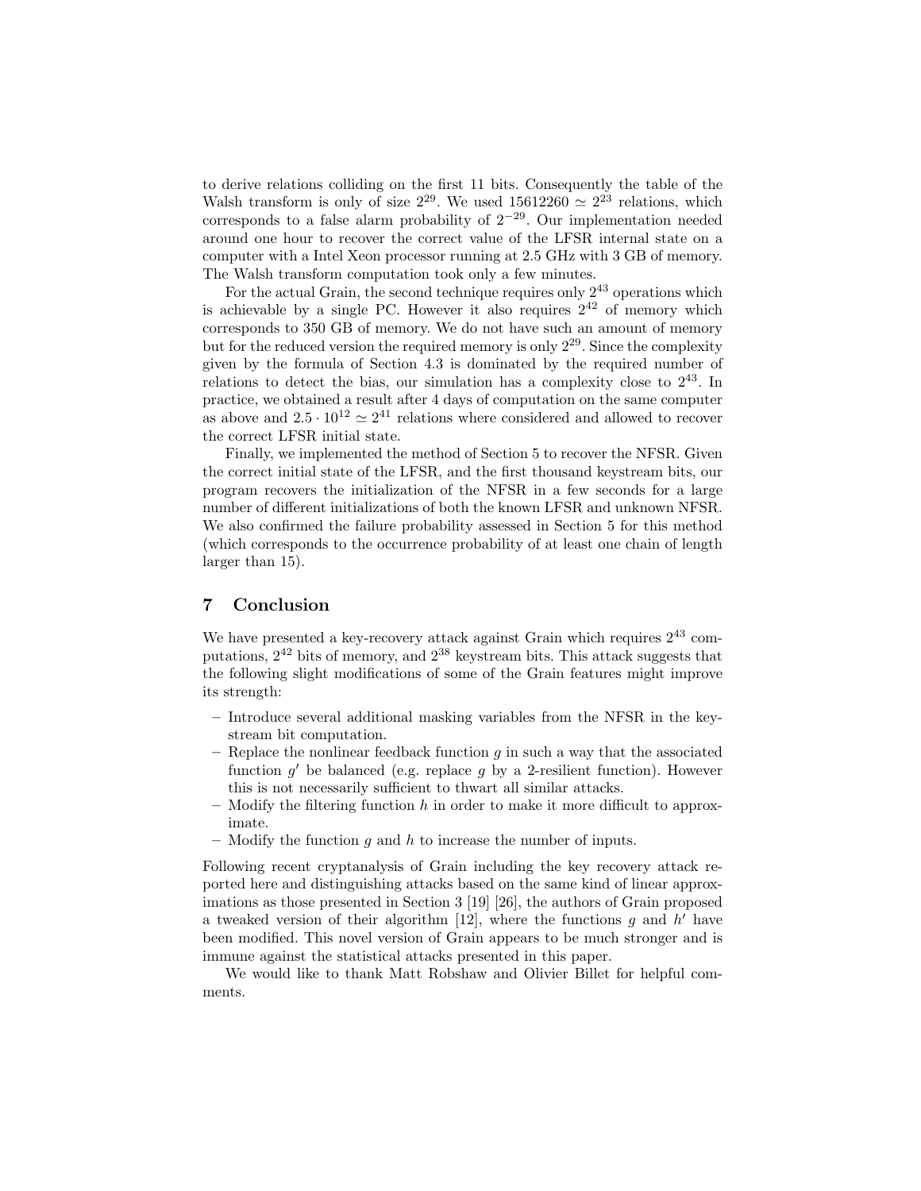to derive relations colliding on the first 11 bits. Consequently the table of the Walsh transform is only of size $2^{29}$. We used $15612260 \simeq 2^{23}$ relations, which corresponds to a false alarm probability of $2^{-29}$. Our implementation needed around one hour to recover the correct value of the LFSR internal state on a computer with a Intel Xeon processor running at 2.5 GHz with 3 GB of memory. The Walsh transform computation took only a few minutes.

For the actual Grain, the second technique requires only $2^{43}$ operations which is achievable by a single PC. However it also requires $2^{42}$ of memory which corresponds to 350 GB of memory. We do not have such an amount of memory but for the reduced version the required memory is only $2^{29}$. Since the complexity given by the formula of Section 4.3 is dominated by the required number of relations to detect the bias, our simulation has a complexity close to $2^{43}$. In practice, we obtained a result after 4 days of computation on the same computer as above and $2.5 \cdot 10^{12} \simeq 2^{41}$ relations where considered and allowed to recover the correct LFSR initial state.

Finally, we implemented the method of Section 5 to recover the NFSR. Given the correct initial state of the LFSR, and the first thousand keystream bits, our program recovers the initialization of the NFSR in a few seconds for a large number of different initializations of both the known LFSR and unknown NFSR. We also confirmed the failure probability assessed in Section 5 for this method (which corresponds to the occurrence probability of at least one chain of length larger than 15).

## 7 Conclusion

We have presented a key-recovery attack against Grain which requires $2^{43}$ computations, $2^{42}$ bits of memory, and $2^{38}$ keystream bits. This attack suggests that the following slight modifications of some of the Grain features might improve its strength:

- Introduce several additional masking variables from the NFSR in the keystream bit computation.
- Replace the nonlinear feedback function $g$ in such a way that the associated function $g'$ be balanced (e.g. replace $g$ by a 2-resilient function). However this is not necessarily sufficient to thwart all similar attacks.
- Modify the filtering function $h$ in order to make it more difficult to approximate.
- Modify the function $g$ and $h$ to increase the number of inputs.

Following recent cryptanalysis of Grain including the key recovery attack reported here and distinguishing attacks based on the same kind of linear approximations as those presented in Section 3 [19] [26], the authors of Grain proposed a tweaked version of their algorithm [12], where the functions $g$ and $h'$ have been modified. This novel version of Grain appears to be much stronger and is immune against the statistical attacks presented in this paper.

We would like to thank Matt Robshaw and Olivier Billet for helpful comments.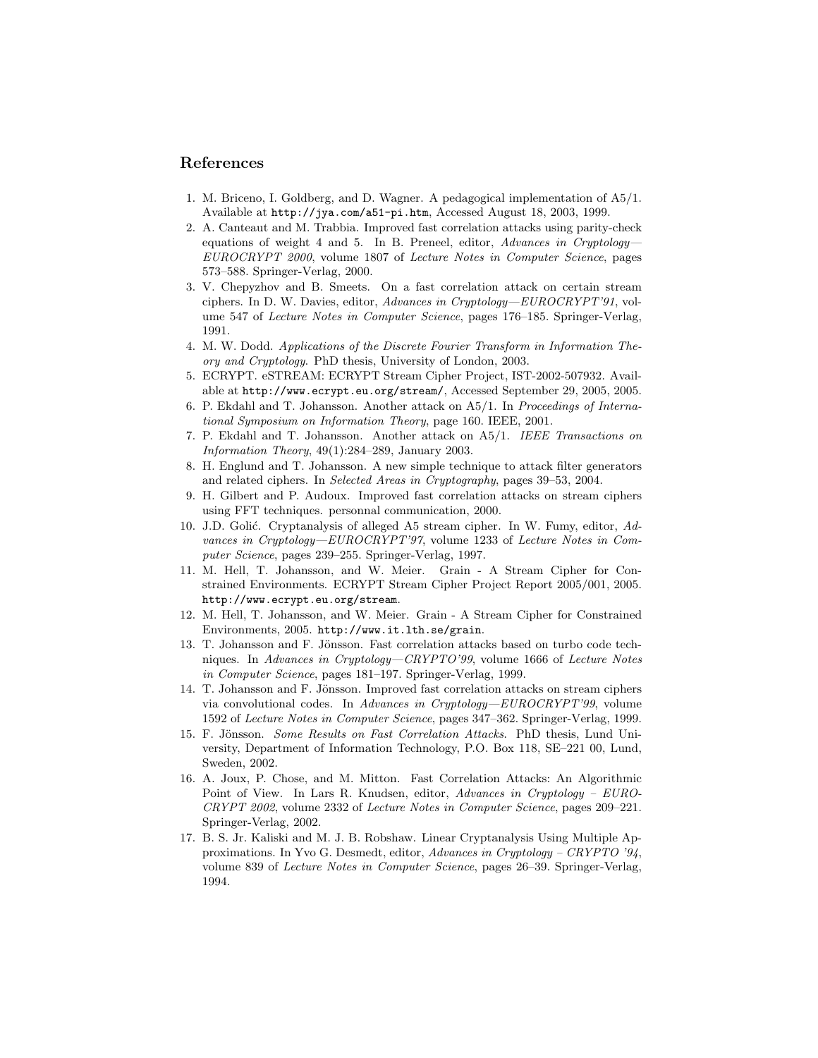## References

1. M. Briceno, I. Goldberg, and D. Wagner. A pedagogical implementation of A5/1. Available at http://jya.com/a51-pi.htm, Accessed August 18, 2003, 1999.
2. A. Canteaut and M. Trabbia. Improved fast correlation attacks using parity-check equations of weight 4 and 5. In B. Preneel, editor, *Advances in Cryptology—EUROCRYPT 2000*, volume 1807 of *Lecture Notes in Computer Science*, pages 573–588. Springer-Verlag, 2000.
3. V. Chepyzhov and B. Smeets. On a fast correlation attack on certain stream ciphers. In D. W. Davies, editor, *Advances in Cryptology—EUROCRYPT'91*, volume 547 of *Lecture Notes in Computer Science*, pages 176–185. Springer-Verlag, 1991.
4. M. W. Dodd. *Applications of the Discrete Fourier Transform in Information Theory and Cryptology*. PhD thesis, University of London, 2003.
5. ECRYPT. eSTREAM: ECRYPT Stream Cipher Project, IST-2002-507932. Available at http://www.ecrypt.eu.org/stream/, Accessed September 29, 2005, 2005.
6. P. Ekdahl and T. Johansson. Another attack on A5/1. In *Proceedings of International Symposium on Information Theory*, page 160. IEEE, 2001.
7. P. Ekdahl and T. Johansson. Another attack on A5/1. *IEEE Transactions on Information Theory*, 49(1):284–289, January 2003.
8. H. Englund and T. Johansson. A new simple technique to attack filter generators and related ciphers. In *Selected Areas in Cryptography*, pages 39–53, 2004.
9. H. Gilbert and P. Audoux. Improved fast correlation attacks on stream ciphers using FFT techniques. personnal communication, 2000.
10. J.D. Golić. Cryptanalysis of alleged A5 stream cipher. In W. Fumy, editor, *Advances in Cryptology—EUROCRYPT'97*, volume 1233 of *Lecture Notes in Computer Science*, pages 239–255. Springer-Verlag, 1997.
11. M. Hell, T. Johansson, and W. Meier. Grain - A Stream Cipher for Constrained Environments. ECRYPT Stream Cipher Project Report 2005/001, 2005. http://www.ecrypt.eu.org/stream.
12. M. Hell, T. Johansson, and W. Meier. Grain - A Stream Cipher for Constrained Environments, 2005. http://www.it.lth.se/grain.
13. T. Johansson and F. Jönsson. Fast correlation attacks based on turbo code techniques. In *Advances in Cryptology—CRYPTO'99*, volume 1666 of *Lecture Notes in Computer Science*, pages 181–197. Springer-Verlag, 1999.
14. T. Johansson and F. Jönsson. Improved fast correlation attacks on stream ciphers via convolutional codes. In *Advances in Cryptology—EUROCRYPT'99*, volume 1592 of *Lecture Notes in Computer Science*, pages 347–362. Springer-Verlag, 1999.
15. F. Jönsson. *Some Results on Fast Correlation Attacks*. PhD thesis, Lund University, Department of Information Technology, P.O. Box 118, SE–221 00, Lund, Sweden, 2002.
16. A. Joux, P. Chose, and M. Mitton. Fast Correlation Attacks: An Algorithmic Point of View. In Lars R. Knudsen, editor, *Advances in Cryptology – EUROCRYPT 2002*, volume 2332 of *Lecture Notes in Computer Science*, pages 209–221. Springer-Verlag, 2002.
17. B. S. Jr. Kaliski and M. J. B. Robshaw. Linear Cryptanalysis Using Multiple Approximations. In Yvo G. Desmedt, editor, *Advances in Cryptology – CRYPTO '94*, volume 839 of *Lecture Notes in Computer Science*, pages 26–39. Springer-Verlag, 1994.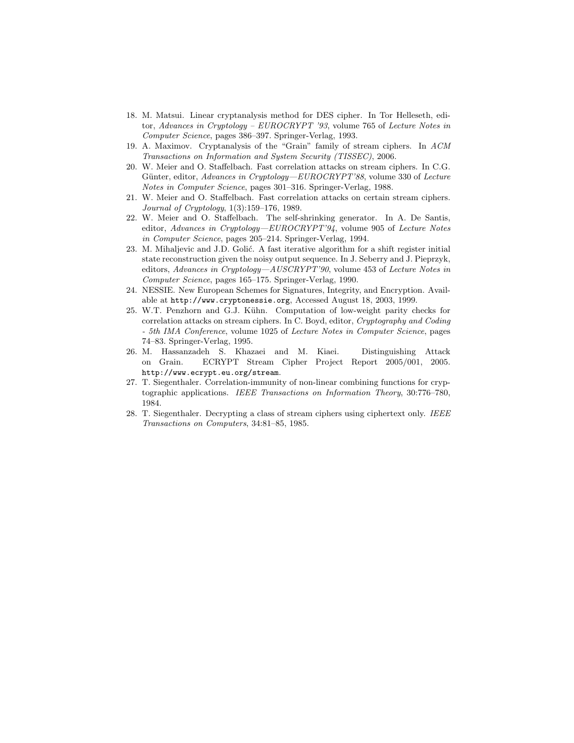18. M. Matsui. Linear cryptanalysis method for DES cipher. In Tor Helleseth, editor, *Advances in Cryptology – EUROCRYPT '93*, volume 765 of *Lecture Notes in Computer Science*, pages 386–397. Springer-Verlag, 1993.
19. A. Maximov. Cryptanalysis of the "Grain" family of stream ciphers. In *ACM Transactions on Information and System Security (TISSEC)*, 2006.
20. W. Meier and O. Staffelbach. Fast correlation attacks on stream ciphers. In C.G. Günter, editor, *Advances in Cryptology—EUROCRYPT'88*, volume 330 of *Lecture Notes in Computer Science*, pages 301–316. Springer-Verlag, 1988.
21. W. Meier and O. Staffelbach. Fast correlation attacks on certain stream ciphers. *Journal of Cryptology*, 1(3):159–176, 1989.
22. W. Meier and O. Staffelbach. The self-shrinking generator. In A. De Santis, editor, *Advances in Cryptology—EUROCRYPT'94*, volume 905 of *Lecture Notes in Computer Science*, pages 205–214. Springer-Verlag, 1994.
23. M. Mihaljevic and J.D. Golić. A fast iterative algorithm for a shift register initial state reconstruction given the noisy output sequence. In J. Seberry and J. Pieprzyk, editors, *Advances in Cryptology—AUSCRYPT'90*, volume 453 of *Lecture Notes in Computer Science*, pages 165–175. Springer-Verlag, 1990.
24. NESSIE. New European Schemes for Signatures, Integrity, and Encryption. Available at `http://www.cryptonessie.org`, Accessed August 18, 2003, 1999.
25. W.T. Penzhorn and G.J. Kühn. Computation of low-weight parity checks for correlation attacks on stream ciphers. In C. Boyd, editor, *Cryptography and Coding - 5th IMA Conference*, volume 1025 of *Lecture Notes in Computer Science*, pages 74–83. Springer-Verlag, 1995.
26. M. Hassanzadeh S. Khazaei and M. Kiaei. Distinguishing Attack on Grain. ECRYPT Stream Cipher Project Report 2005/001, 2005. `http://www.ecrypt.eu.org/stream`.
27. T. Siegenthaler. Correlation-immunity of non-linear combining functions for cryptographic applications. *IEEE Transactions on Information Theory*, 30:776–780, 1984.
28. T. Siegenthaler. Decrypting a class of stream ciphers using ciphertext only. *IEEE Transactions on Computers*, 34:81–85, 1985.